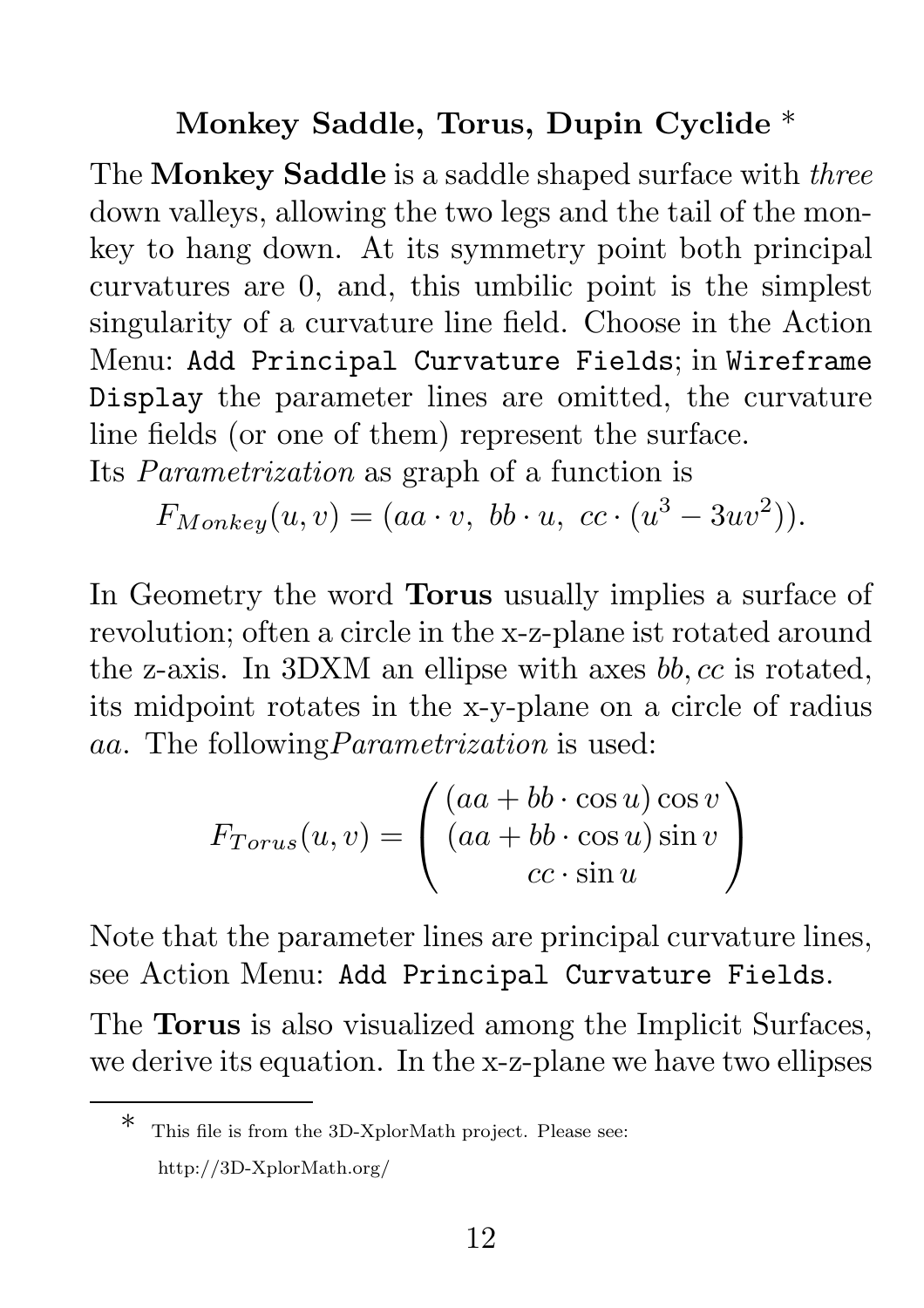## Monkey Saddle, Torus, Dupin Cyclide *

The **Monkey Saddle** is a saddle shaped surface with *three* down valleys, allowing the two legs and the tail of the monkey to hang down. At its symmetry point both principal curvatures are 0, and, this umbilic point is the simplest singularity of a curvature line field. Choose in the Action Menu: `Add Principal Curvature Fields`; in `Wireframe Display` the parameter lines are omitted, the curvature line fields (or one of them) represent the surface.
Its *Parametrization* as graph of a function is

$$F_{Monkey}(u,v) = (aa \cdot v,\ bb \cdot u,\ cc \cdot (u^3 - 3uv^2)).$$

In Geometry the word **Torus** usually implies a surface of revolution; often a circle in the x-z-plane ist rotated around the z-axis. In 3DXM an ellipse with axes $bb, cc$ is rotated, its midpoint rotates in the x-y-plane on a circle of radius $aa$. The following*Parametrization* is used:

$$F_{Torus}(u,v) = \begin{pmatrix} (aa + bb \cdot \cos u)\cos v \\ (aa + bb \cdot \cos u)\sin v \\ cc \cdot \sin u \end{pmatrix}$$

Note that the parameter lines are principal curvature lines, see Action Menu: `Add Principal Curvature Fields`.

The **Torus** is also visualized among the Implicit Surfaces, we derive its equation. In the x-z-plane we have two ellipses

---

* This file is from the 3D-XplorMath project. Please see: http://3D-XplorMath.org/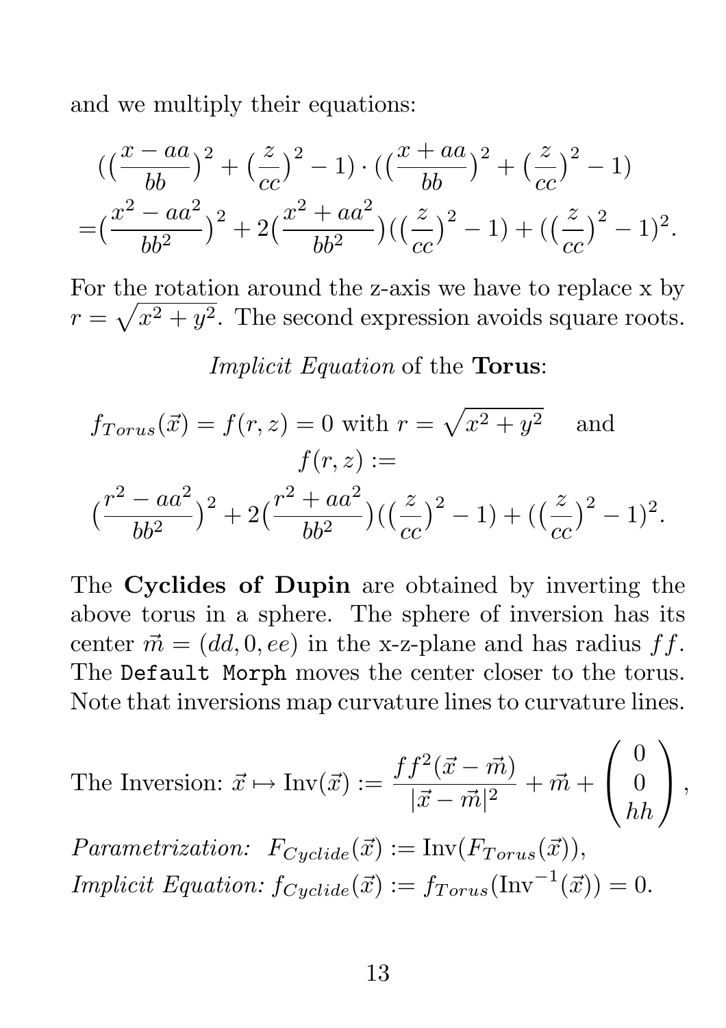and we multiply their equations:

$$
\begin{aligned}
&\Big(\big(\frac{x-aa}{bb}\big)^2 + \big(\frac{z}{cc}\big)^2 - 1\Big) \cdot \Big(\big(\frac{x+aa}{bb}\big)^2 + \big(\frac{z}{cc}\big)^2 - 1\Big) \\
=&\big(\frac{x^2-aa^2}{bb^2}\big)^2 + 2\big(\frac{x^2+aa^2}{bb^2}\big)\Big(\big(\frac{z}{cc}\big)^2 - 1\Big) + \Big(\big(\frac{z}{cc}\big)^2 - 1\Big)^2.
\end{aligned}
$$

For the rotation around the z-axis we have to replace x by $r = \sqrt{x^2+y^2}$. The second expression avoids square roots.

*Implicit Equation* of the **Torus**:

$$
f_{Torus}(\vec{x}) = f(r,z) = 0 \text{ with } r = \sqrt{x^2+y^2} \quad \text{and}
$$

$$
f(r,z) :=
$$

$$
\big(\frac{r^2-aa^2}{bb^2}\big)^2 + 2\big(\frac{r^2+aa^2}{bb^2}\big)\Big(\big(\frac{z}{cc}\big)^2 - 1\Big) + \Big(\big(\frac{z}{cc}\big)^2 - 1\Big)^2.
$$

The **Cyclides of Dupin** are obtained by inverting the above torus in a sphere. The sphere of inversion has its center $\vec{m} = (dd, 0, ee)$ in the x-z-plane and has radius $ff$. The `Default Morph` moves the center closer to the torus. Note that inversions map curvature lines to curvature lines.

The Inversion: $\vec{x} \mapsto \text{Inv}(\vec{x}) := \dfrac{ff^2(\vec{x}-\vec{m})}{|\vec{x}-\vec{m}|^2} + \vec{m} + \begin{pmatrix} 0 \\ 0 \\ hh \end{pmatrix}$,

*Parametrization:* $F_{Cyclide}(\vec{x}) := \text{Inv}(F_{Torus}(\vec{x}))$,

*Implicit Equation:* $f_{Cyclide}(\vec{x}) := f_{Torus}(\text{Inv}^{-1}(\vec{x})) = 0$.